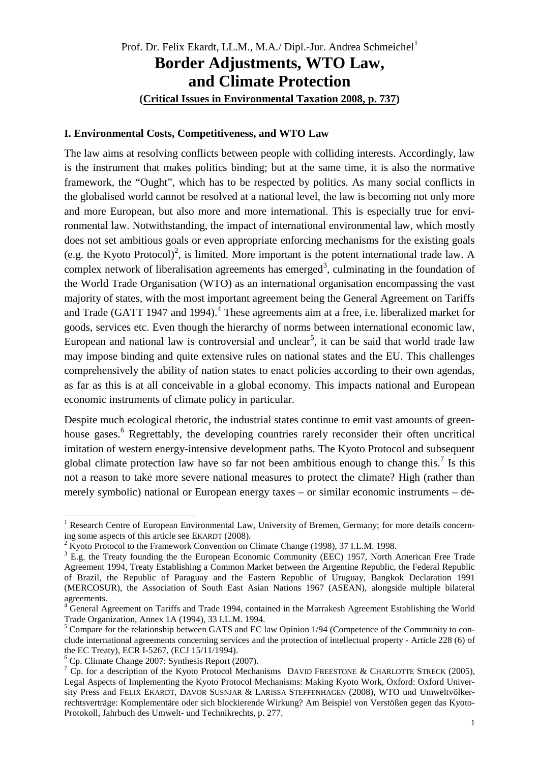Prof. Dr. Felix Ekardt, LL.M., M.A./ Dipl.-Jur. Andrea Schmeichel[1]

# Border Adjustments, WTO Law, and Climate Protection

**(Critical Issues in Environmental Taxation 2008, p. 737)**

## I. Environmental Costs, Competitiveness, and WTO Law

The law aims at resolving conflicts between people with colliding interests. Accordingly, law is the instrument that makes politics binding; but at the same time, it is also the normative framework, the "Ought", which has to be respected by politics. As many social conflicts in the globalised world cannot be resolved at a national level, the law is becoming not only more and more European, but also more and more international. This is especially true for environmental law. Notwithstanding, the impact of international environmental law, which mostly does not set ambitious goals or even appropriate enforcing mechanisms for the existing goals (e.g. the Kyoto Protocol)[2], is limited. More important is the potent international trade law. A complex network of liberalisation agreements has emerged[3], culminating in the foundation of the World Trade Organisation (WTO) as an international organisation encompassing the vast majority of states, with the most important agreement being the General Agreement on Tariffs and Trade (GATT 1947 and 1994).[4] These agreements aim at a free, i.e. liberalized market for goods, services etc. Even though the hierarchy of norms between international economic law, European and national law is controversial and unclear[5], it can be said that world trade law may impose binding and quite extensive rules on national states and the EU. This challenges comprehensively the ability of nation states to enact policies according to their own agendas, as far as this is at all conceivable in a global economy. This impacts national and European economic instruments of climate policy in particular.

Despite much ecological rhetoric, the industrial states continue to emit vast amounts of greenhouse gases.[6] Regrettably, the developing countries rarely reconsider their often uncritical imitation of western energy-intensive development paths. The Kyoto Protocol and subsequent global climate protection law have so far not been ambitious enough to change this.[7] Is this not a reason to take more severe national measures to protect the climate? High (rather than merely symbolic) national or European energy taxes – or similar economic instruments – de-

---

[1] Research Centre of European Environmental Law, University of Bremen, Germany; for more details concerning some aspects of this article see EKARDT (2008).

[2] Kyoto Protocol to the Framework Convention on Climate Change (1998), 37 I.L.M. 1998.

[3] E.g. the Treaty founding the the European Economic Community (EEC) 1957, North American Free Trade Agreement 1994, Treaty Establishing a Common Market between the Argentine Republic, the Federal Republic of Brazil, the Republic of Paraguay and the Eastern Republic of Uruguay, Bangkok Declaration 1991 (MERCOSUR), the Association of South East Asian Nations 1967 (ASEAN), alongside multiple bilateral agreements.

[4] General Agreement on Tariffs and Trade 1994, contained in the Marrakesh Agreement Establishing the World Trade Organization, Annex 1A (1994), 33 I.L.M. 1994.

[5] Compare for the relationship between GATS and EC law Opinion 1/94 (Competence of the Community to conclude international agreements concerning services and the protection of intellectual property - Article 228 (6) of the EC Treaty), ECR I-5267, (ECJ 15/11/1994).

[6] Cp. Climate Change 2007: Synthesis Report (2007).

[7] Cp. for a description of the Kyoto Protocol Mechanisms DAVID FREESTONE & CHARLOTTE STRECK (2005), Legal Aspects of Implementing the Kyoto Protocol Mechanisms: Making Kyoto Work, Oxford: Oxford University Press and FELIX EKARDT, DAVOR SUSNJAR & LARISSA STEFFENHAGEN (2008), WTO und Umweltvölkerrechtsverträge: Komplementäre oder sich blockierende Wirkung? Am Beispiel von Verstößen gegen das Kyoto-Protokoll, Jahrbuch des Umwelt- und Technikrechts, p. 277.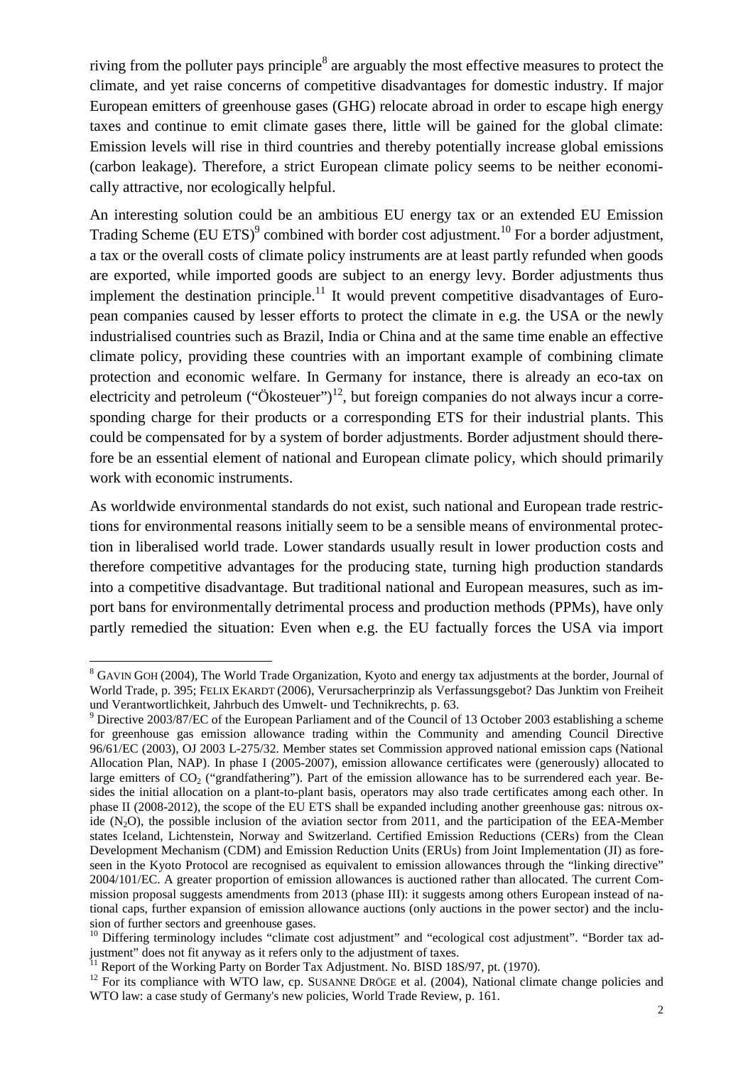riving from the polluter pays principle[8] are arguably the most effective measures to protect the climate, and yet raise concerns of competitive disadvantages for domestic industry. If major European emitters of greenhouse gases (GHG) relocate abroad in order to escape high energy taxes and continue to emit climate gases there, little will be gained for the global climate: Emission levels will rise in third countries and thereby potentially increase global emissions (carbon leakage). Therefore, a strict European climate policy seems to be neither economically attractive, nor ecologically helpful.

An interesting solution could be an ambitious EU energy tax or an extended EU Emission Trading Scheme (EU ETS)[9] combined with border cost adjustment.[10] For a border adjustment, a tax or the overall costs of climate policy instruments are at least partly refunded when goods are exported, while imported goods are subject to an energy levy. Border adjustments thus implement the destination principle.[11] It would prevent competitive disadvantages of European companies caused by lesser efforts to protect the climate in e.g. the USA or the newly industrialised countries such as Brazil, India or China and at the same time enable an effective climate policy, providing these countries with an important example of combining climate protection and economic welfare. In Germany for instance, there is already an eco-tax on electricity and petroleum ("Ökosteuer")[12], but foreign companies do not always incur a corresponding charge for their products or a corresponding ETS for their industrial plants. This could be compensated for by a system of border adjustments. Border adjustment should therefore be an essential element of national and European climate policy, which should primarily work with economic instruments.

As worldwide environmental standards do not exist, such national and European trade restrictions for environmental reasons initially seem to be a sensible means of environmental protection in liberalised world trade. Lower standards usually result in lower production costs and therefore competitive advantages for the producing state, turning high production standards into a competitive disadvantage. But traditional national and European measures, such as import bans for environmentally detrimental process and production methods (PPMs), have only partly remedied the situation: Even when e.g. the EU factually forces the USA via import

---

[8] GAVIN GOH (2004), The World Trade Organization, Kyoto and energy tax adjustments at the border, Journal of World Trade, p. 395; FELIX EKARDT (2006), Verursacherprinzip als Verfassungsgebot? Das Junktim von Freiheit und Verantwortlichkeit, Jahrbuch des Umwelt- und Technikrechts, p. 63.

[9] Directive 2003/87/EC of the European Parliament and of the Council of 13 October 2003 establishing a scheme for greenhouse gas emission allowance trading within the Community and amending Council Directive 96/61/EC (2003), OJ 2003 L-275/32. Member states set Commission approved national emission caps (National Allocation Plan, NAP). In phase I (2005-2007), emission allowance certificates were (generously) allocated to large emitters of $CO_2$ ("grandfathering"). Part of the emission allowance has to be surrendered each year. Besides the initial allocation on a plant-to-plant basis, operators may also trade certificates among each other. In phase II (2008-2012), the scope of the EU ETS shall be expanded including another greenhouse gas: nitrous oxide ($N_2O$), the possible inclusion of the aviation sector from 2011, and the participation of the EEA-Member states Iceland, Lichtenstein, Norway and Switzerland. Certified Emission Reductions (CERs) from the Clean Development Mechanism (CDM) and Emission Reduction Units (ERUs) from Joint Implementation (JI) as foreseen in the Kyoto Protocol are recognised as equivalent to emission allowances through the "linking directive" 2004/101/EC. A greater proportion of emission allowances is auctioned rather than allocated. The current Commission proposal suggests amendments from 2013 (phase III): it suggests among others European instead of national caps, further expansion of emission allowance auctions (only auctions in the power sector) and the inclusion of further sectors and greenhouse gases.

[10] Differing terminology includes "climate cost adjustment" and "ecological cost adjustment". "Border tax adjustment" does not fit anyway as it refers only to the adjustment of taxes.

[11] Report of the Working Party on Border Tax Adjustment. No. BISD 18S/97, pt. (1970).

[12] For its compliance with WTO law, cp. SUSANNE DRÖGE et al. (2004), National climate change policies and WTO law: a case study of Germany's new policies, World Trade Review, p. 161.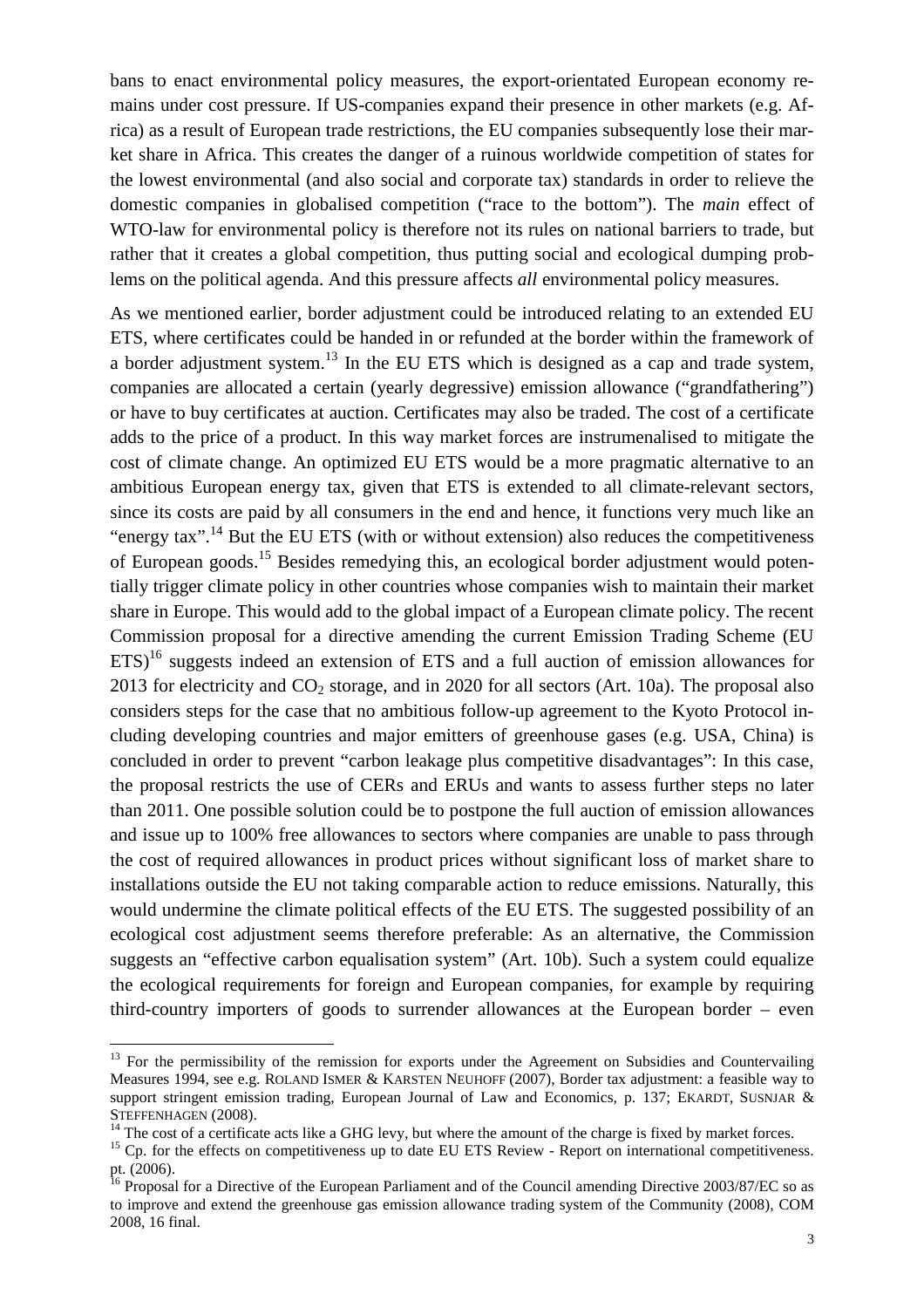bans to enact environmental policy measures, the export-orientated European economy remains under cost pressure. If US-companies expand their presence in other markets (e.g. Africa) as a result of European trade restrictions, the EU companies subsequently lose their market share in Africa. This creates the danger of a ruinous worldwide competition of states for the lowest environmental (and also social and corporate tax) standards in order to relieve the domestic companies in globalised competition ("race to the bottom"). The *main* effect of WTO-law for environmental policy is therefore not its rules on national barriers to trade, but rather that it creates a global competition, thus putting social and ecological dumping problems on the political agenda. And this pressure affects *all* environmental policy measures.

As we mentioned earlier, border adjustment could be introduced relating to an extended EU ETS, where certificates could be handed in or refunded at the border within the framework of a border adjustment system.[13] In the EU ETS which is designed as a cap and trade system, companies are allocated a certain (yearly degressive) emission allowance ("grandfathering") or have to buy certificates at auction. Certificates may also be traded. The cost of a certificate adds to the price of a product. In this way market forces are instrumenalised to mitigate the cost of climate change. An optimized EU ETS would be a more pragmatic alternative to an ambitious European energy tax, given that ETS is extended to all climate-relevant sectors, since its costs are paid by all consumers in the end and hence, it functions very much like an "energy tax".[14] But the EU ETS (with or without extension) also reduces the competitiveness of European goods.[15] Besides remedying this, an ecological border adjustment would potentially trigger climate policy in other countries whose companies wish to maintain their market share in Europe. This would add to the global impact of a European climate policy. The recent Commission proposal for a directive amending the current Emission Trading Scheme (EU ETS)[16] suggests indeed an extension of ETS and a full auction of emission allowances for 2013 for electricity and $CO_2$ storage, and in 2020 for all sectors (Art. 10a). The proposal also considers steps for the case that no ambitious follow-up agreement to the Kyoto Protocol including developing countries and major emitters of greenhouse gases (e.g. USA, China) is concluded in order to prevent "carbon leakage plus competitive disadvantages": In this case, the proposal restricts the use of CERs and ERUs and wants to assess further steps no later than 2011. One possible solution could be to postpone the full auction of emission allowances and issue up to 100% free allowances to sectors where companies are unable to pass through the cost of required allowances in product prices without significant loss of market share to installations outside the EU not taking comparable action to reduce emissions. Naturally, this would undermine the climate political effects of the EU ETS. The suggested possibility of an ecological cost adjustment seems therefore preferable: As an alternative, the Commission suggests an "effective carbon equalisation system" (Art. 10b). Such a system could equalize the ecological requirements for foreign and European companies, for example by requiring third-country importers of goods to surrender allowances at the European border – even

[13] For the permissibility of the remission for exports under the Agreement on Subsidies and Countervailing Measures 1994, see e.g. ROLAND ISMER & KARSTEN NEUHOFF (2007), Border tax adjustment: a feasible way to support stringent emission trading, European Journal of Law and Economics, p. 137; EKARDT, SUSNJAR & STEFFENHAGEN (2008).

[14] The cost of a certificate acts like a GHG levy, but where the amount of the charge is fixed by market forces.

[15] Cp. for the effects on competitiveness up to date EU ETS Review - Report on international competitiveness. pt. (2006).

[16] Proposal for a Directive of the European Parliament and of the Council amending Directive 2003/87/EC so as to improve and extend the greenhouse gas emission allowance trading system of the Community (2008), COM 2008, 16 final.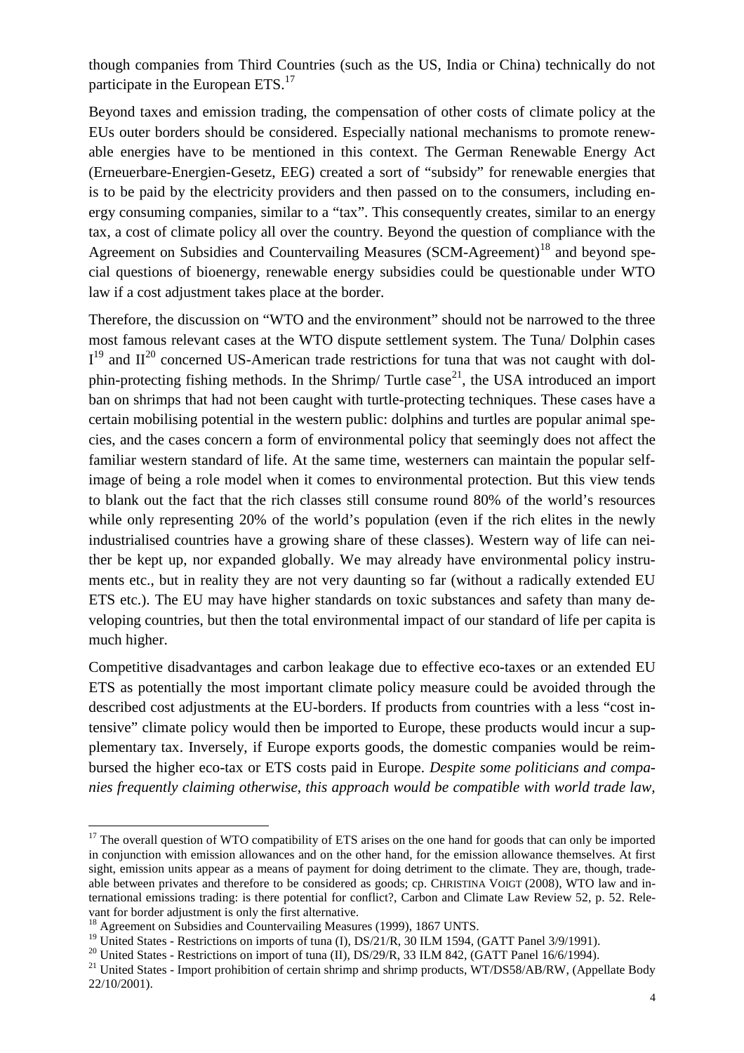though companies from Third Countries (such as the US, India or China) technically do not participate in the European ETS.[17]

Beyond taxes and emission trading, the compensation of other costs of climate policy at the EUs outer borders should be considered. Especially national mechanisms to promote renewable energies have to be mentioned in this context. The German Renewable Energy Act (Erneuerbare-Energien-Gesetz, EEG) created a sort of "subsidy" for renewable energies that is to be paid by the electricity providers and then passed on to the consumers, including energy consuming companies, similar to a "tax". This consequently creates, similar to an energy tax, a cost of climate policy all over the country. Beyond the question of compliance with the Agreement on Subsidies and Countervailing Measures (SCM-Agreement)[18] and beyond special questions of bioenergy, renewable energy subsidies could be questionable under WTO law if a cost adjustment takes place at the border.

Therefore, the discussion on "WTO and the environment" should not be narrowed to the three most famous relevant cases at the WTO dispute settlement system. The Tuna/ Dolphin cases I[19] and II[20] concerned US-American trade restrictions for tuna that was not caught with dolphin-protecting fishing methods. In the Shrimp/ Turtle case[21], the USA introduced an import ban on shrimps that had not been caught with turtle-protecting techniques. These cases have a certain mobilising potential in the western public: dolphins and turtles are popular animal species, and the cases concern a form of environmental policy that seemingly does not affect the familiar western standard of life. At the same time, westerners can maintain the popular self-image of being a role model when it comes to environmental protection. But this view tends to blank out the fact that the rich classes still consume round 80% of the world's resources while only representing 20% of the world's population (even if the rich elites in the newly industrialised countries have a growing share of these classes). Western way of life can neither be kept up, nor expanded globally. We may already have environmental policy instruments etc., but in reality they are not very daunting so far (without a radically extended EU ETS etc.). The EU may have higher standards on toxic substances and safety than many developing countries, but then the total environmental impact of our standard of life per capita is much higher.

Competitive disadvantages and carbon leakage due to effective eco-taxes or an extended EU ETS as potentially the most important climate policy measure could be avoided through the described cost adjustments at the EU-borders. If products from countries with a less "cost intensive" climate policy would then be imported to Europe, these products would incur a supplementary tax. Inversely, if Europe exports goods, the domestic companies would be reimbursed the higher eco-tax or ETS costs paid in Europe. *Despite some politicians and companies frequently claiming otherwise, this approach would be compatible with world trade law,*

---

[17] The overall question of WTO compatibility of ETS arises on the one hand for goods that can only be imported in conjunction with emission allowances and on the other hand, for the emission allowance themselves. At first sight, emission units appear as a means of payment for doing detriment to the climate. They are, though, tradeable between privates and therefore to be considered as goods; cp. CHRISTINA VOIGT (2008), WTO law and international emissions trading: is there potential for conflict?, Carbon and Climate Law Review 52, p. 52. Relevant for border adjustment is only the first alternative.

[18] Agreement on Subsidies and Countervailing Measures (1999), 1867 UNTS.

[19] United States - Restrictions on imports of tuna (I), DS/21/R, 30 ILM 1594, (GATT Panel 3/9/1991).

[20] United States - Restrictions on import of tuna (II), DS/29/R, 33 ILM 842, (GATT Panel 16/6/1994).

[21] United States - Import prohibition of certain shrimp and shrimp products, WT/DS58/AB/RW, (Appellate Body 22/10/2001).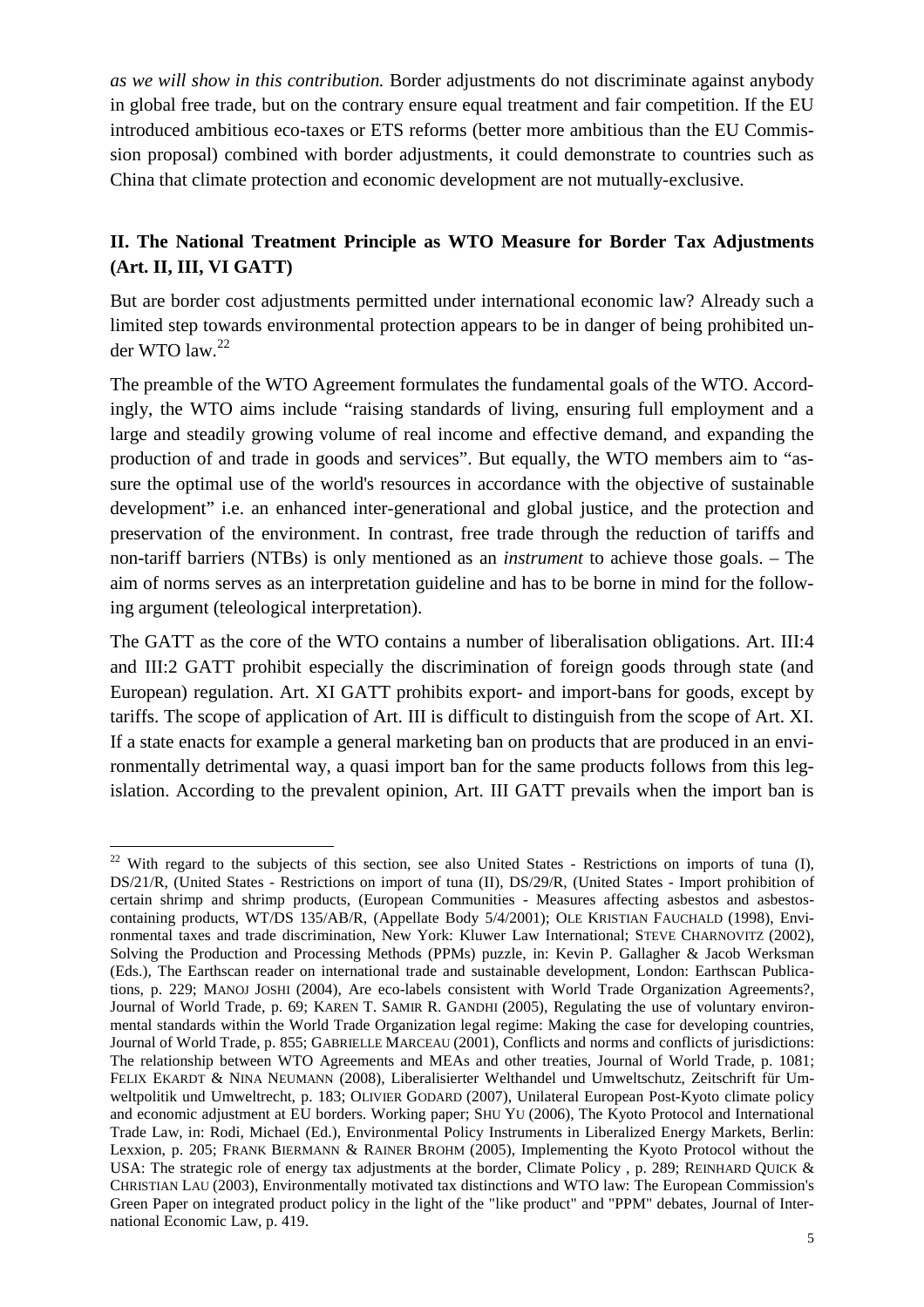*as we will show in this contribution.* Border adjustments do not discriminate against anybody in global free trade, but on the contrary ensure equal treatment and fair competition. If the EU introduced ambitious eco-taxes or ETS reforms (better more ambitious than the EU Commission proposal) combined with border adjustments, it could demonstrate to countries such as China that climate protection and economic development are not mutually-exclusive.

## II. The National Treatment Principle as WTO Measure for Border Tax Adjustments (Art. II, III, VI GATT)

But are border cost adjustments permitted under international economic law? Already such a limited step towards environmental protection appears to be in danger of being prohibited under WTO law.[22]

The preamble of the WTO Agreement formulates the fundamental goals of the WTO. Accordingly, the WTO aims include "raising standards of living, ensuring full employment and a large and steadily growing volume of real income and effective demand, and expanding the production of and trade in goods and services". But equally, the WTO members aim to "assure the optimal use of the world's resources in accordance with the objective of sustainable development" i.e. an enhanced inter-generational and global justice, and the protection and preservation of the environment. In contrast, free trade through the reduction of tariffs and non-tariff barriers (NTBs) is only mentioned as an *instrument* to achieve those goals. – The aim of norms serves as an interpretation guideline and has to be borne in mind for the following argument (teleological interpretation).

The GATT as the core of the WTO contains a number of liberalisation obligations. Art. III:4 and III:2 GATT prohibit especially the discrimination of foreign goods through state (and European) regulation. Art. XI GATT prohibits export- and import-bans for goods, except by tariffs. The scope of application of Art. III is difficult to distinguish from the scope of Art. XI. If a state enacts for example a general marketing ban on products that are produced in an environmentally detrimental way, a quasi import ban for the same products follows from this legislation. According to the prevalent opinion, Art. III GATT prevails when the import ban is

---

[22] With regard to the subjects of this section, see also United States - Restrictions on imports of tuna (I), DS/21/R, (United States - Restrictions on import of tuna (II), DS/29/R, (United States - Import prohibition of certain shrimp and shrimp products, (European Communities - Measures affecting asbestos and asbestos-containing products, WT/DS 135/AB/R, (Appellate Body 5/4/2001); OLE KRISTIAN FAUCHALD (1998), Environmental taxes and trade discrimination, New York: Kluwer Law International; STEVE CHARNOVITZ (2002), Solving the Production and Processing Methods (PPMs) puzzle, in: Kevin P. Gallagher & Jacob Werksman (Eds.), The Earthscan reader on international trade and sustainable development, London: Earthscan Publications, p. 229; MANOJ JOSHI (2004), Are eco-labels consistent with World Trade Organization Agreements?, Journal of World Trade, p. 69; KAREN T. SAMIR R. GANDHI (2005), Regulating the use of voluntary environmental standards within the World Trade Organization legal regime: Making the case for developing countries, Journal of World Trade, p. 855; GABRIELLE MARCEAU (2001), Conflicts and norms and conflicts of jurisdictions: The relationship between WTO Agreements and MEAs and other treaties, Journal of World Trade, p. 1081; FELIX EKARDT & NINA NEUMANN (2008), Liberalisierter Welthandel und Umweltschutz, Zeitschrift für Umweltpolitik und Umweltrecht, p. 183; OLIVIER GODARD (2007), Unilateral European Post-Kyoto climate policy and economic adjustment at EU borders. Working paper; SHU YU (2006), The Kyoto Protocol and International Trade Law, in: Rodi, Michael (Ed.), Environmental Policy Instruments in Liberalized Energy Markets, Berlin: Lexxion, p. 205; FRANK BIERMANN & RAINER BROHM (2005), Implementing the Kyoto Protocol without the USA: The strategic role of energy tax adjustments at the border, Climate Policy , p. 289; REINHARD QUICK & CHRISTIAN LAU (2003), Environmentally motivated tax distinctions and WTO law: The European Commission's Green Paper on integrated product policy in the light of the "like product" and "PPM" debates, Journal of International Economic Law, p. 419.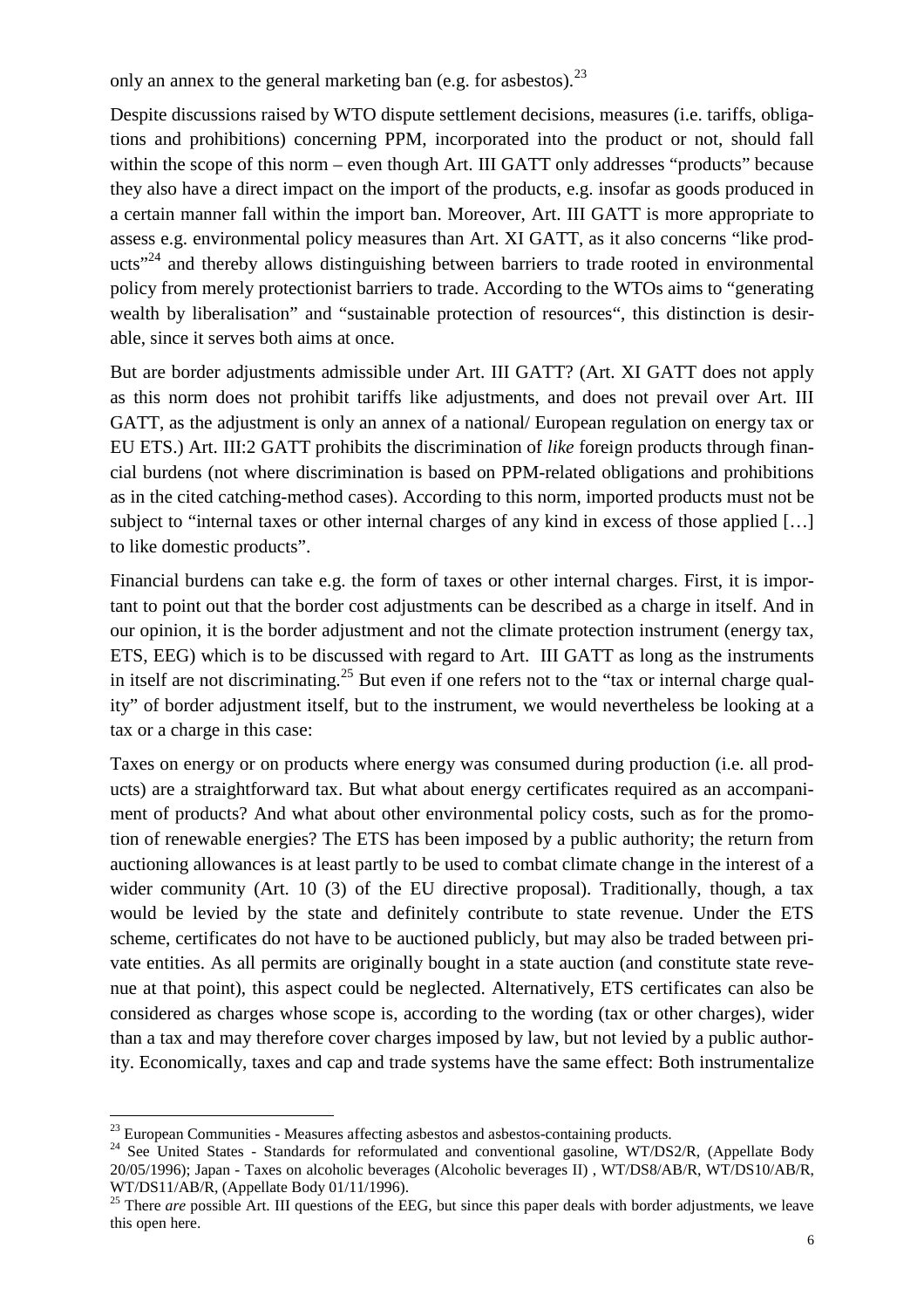only an annex to the general marketing ban (e.g. for asbestos).[23]

Despite discussions raised by WTO dispute settlement decisions, measures (i.e. tariffs, obligations and prohibitions) concerning PPM, incorporated into the product or not, should fall within the scope of this norm – even though Art. III GATT only addresses "products" because they also have a direct impact on the import of the products, e.g. insofar as goods produced in a certain manner fall within the import ban. Moreover, Art. III GATT is more appropriate to assess e.g. environmental policy measures than Art. XI GATT, as it also concerns "like products"[24] and thereby allows distinguishing between barriers to trade rooted in environmental policy from merely protectionist barriers to trade. According to the WTOs aims to "generating wealth by liberalisation" and "sustainable protection of resources", this distinction is desirable, since it serves both aims at once.

But are border adjustments admissible under Art. III GATT? (Art. XI GATT does not apply as this norm does not prohibit tariffs like adjustments, and does not prevail over Art. III GATT, as the adjustment is only an annex of a national/ European regulation on energy tax or EU ETS.) Art. III:2 GATT prohibits the discrimination of *like* foreign products through financial burdens (not where discrimination is based on PPM-related obligations and prohibitions as in the cited catching-method cases). According to this norm, imported products must not be subject to "internal taxes or other internal charges of any kind in excess of those applied […] to like domestic products".

Financial burdens can take e.g. the form of taxes or other internal charges. First, it is important to point out that the border cost adjustments can be described as a charge in itself. And in our opinion, it is the border adjustment and not the climate protection instrument (energy tax, ETS, EEG) which is to be discussed with regard to Art. III GATT as long as the instruments in itself are not discriminating.[25] But even if one refers not to the "tax or internal charge quality" of border adjustment itself, but to the instrument, we would nevertheless be looking at a tax or a charge in this case:

Taxes on energy or on products where energy was consumed during production (i.e. all products) are a straightforward tax. But what about energy certificates required as an accompaniment of products? And what about other environmental policy costs, such as for the promotion of renewable energies? The ETS has been imposed by a public authority; the return from auctioning allowances is at least partly to be used to combat climate change in the interest of a wider community (Art. 10 (3) of the EU directive proposal). Traditionally, though, a tax would be levied by the state and definitely contribute to state revenue. Under the ETS scheme, certificates do not have to be auctioned publicly, but may also be traded between private entities. As all permits are originally bought in a state auction (and constitute state revenue at that point), this aspect could be neglected. Alternatively, ETS certificates can also be considered as charges whose scope is, according to the wording (tax or other charges), wider than a tax and may therefore cover charges imposed by law, but not levied by a public authority. Economically, taxes and cap and trade systems have the same effect: Both instrumentalize

---

[23] European Communities - Measures affecting asbestos and asbestos-containing products.

[24] See United States - Standards for reformulated and conventional gasoline, WT/DS2/R, (Appellate Body 20/05/1996); Japan - Taxes on alcoholic beverages (Alcoholic beverages II) , WT/DS8/AB/R, WT/DS10/AB/R, WT/DS11/AB/R, (Appellate Body 01/11/1996).

[25] There *are* possible Art. III questions of the EEG, but since this paper deals with border adjustments, we leave this open here.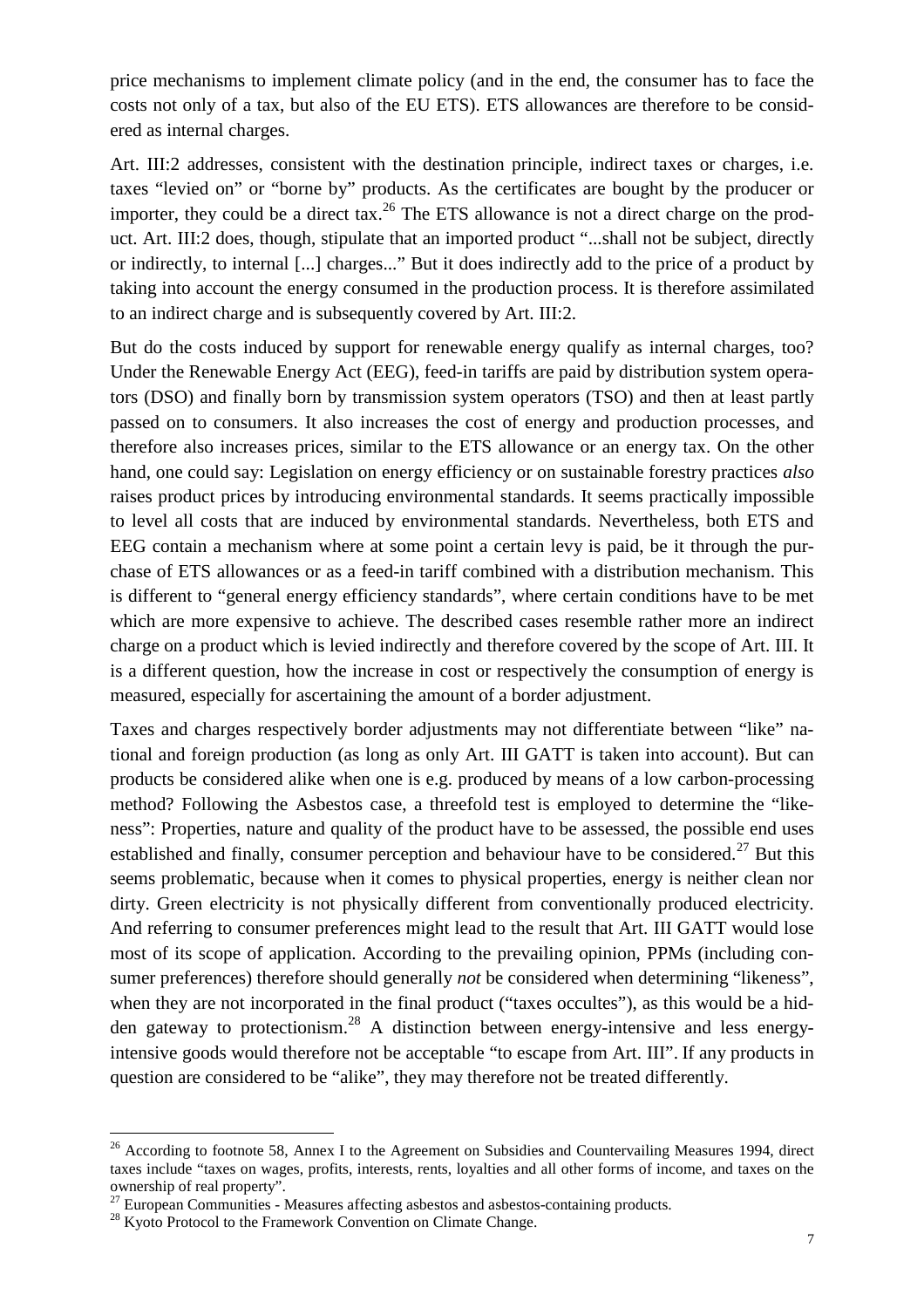price mechanisms to implement climate policy (and in the end, the consumer has to face the costs not only of a tax, but also of the EU ETS). ETS allowances are therefore to be considered as internal charges.

Art. III:2 addresses, consistent with the destination principle, indirect taxes or charges, i.e. taxes "levied on" or "borne by" products. As the certificates are bought by the producer or importer, they could be a direct tax.[26] The ETS allowance is not a direct charge on the product. Art. III:2 does, though, stipulate that an imported product "...shall not be subject, directly or indirectly, to internal [...] charges..." But it does indirectly add to the price of a product by taking into account the energy consumed in the production process. It is therefore assimilated to an indirect charge and is subsequently covered by Art. III:2.

But do the costs induced by support for renewable energy qualify as internal charges, too? Under the Renewable Energy Act (EEG), feed-in tariffs are paid by distribution system operators (DSO) and finally born by transmission system operators (TSO) and then at least partly passed on to consumers. It also increases the cost of energy and production processes, and therefore also increases prices, similar to the ETS allowance or an energy tax. On the other hand, one could say: Legislation on energy efficiency or on sustainable forestry practices *also* raises product prices by introducing environmental standards. It seems practically impossible to level all costs that are induced by environmental standards. Nevertheless, both ETS and EEG contain a mechanism where at some point a certain levy is paid, be it through the purchase of ETS allowances or as a feed-in tariff combined with a distribution mechanism. This is different to "general energy efficiency standards", where certain conditions have to be met which are more expensive to achieve. The described cases resemble rather more an indirect charge on a product which is levied indirectly and therefore covered by the scope of Art. III. It is a different question, how the increase in cost or respectively the consumption of energy is measured, especially for ascertaining the amount of a border adjustment.

Taxes and charges respectively border adjustments may not differentiate between "like" national and foreign production (as long as only Art. III GATT is taken into account). But can products be considered alike when one is e.g. produced by means of a low carbon-processing method? Following the Asbestos case, a threefold test is employed to determine the "likeness": Properties, nature and quality of the product have to be assessed, the possible end uses established and finally, consumer perception and behaviour have to be considered.[27] But this seems problematic, because when it comes to physical properties, energy is neither clean nor dirty. Green electricity is not physically different from conventionally produced electricity. And referring to consumer preferences might lead to the result that Art. III GATT would lose most of its scope of application. According to the prevailing opinion, PPMs (including consumer preferences) therefore should generally *not* be considered when determining "likeness", when they are not incorporated in the final product ("taxes occultes"), as this would be a hidden gateway to protectionism.[28] A distinction between energy-intensive and less energy-intensive goods would therefore not be acceptable "to escape from Art. III". If any products in question are considered to be "alike", they may therefore not be treated differently.

---

[26] According to footnote 58, Annex I to the Agreement on Subsidies and Countervailing Measures 1994, direct taxes include "taxes on wages, profits, interests, rents, loyalties and all other forms of income, and taxes on the ownership of real property".

[27] European Communities - Measures affecting asbestos and asbestos-containing products.

[28] Kyoto Protocol to the Framework Convention on Climate Change.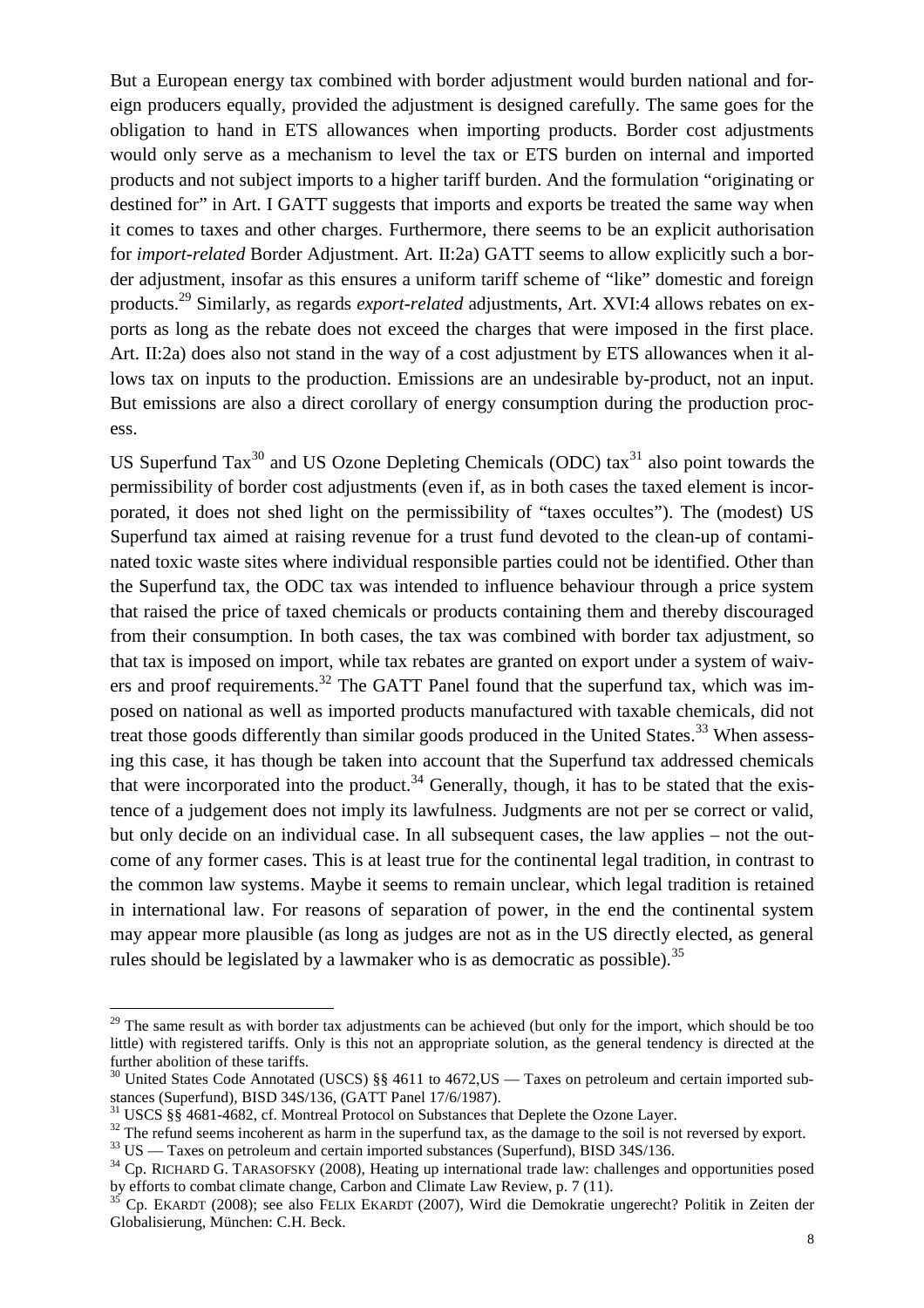But a European energy tax combined with border adjustment would burden national and foreign producers equally, provided the adjustment is designed carefully. The same goes for the obligation to hand in ETS allowances when importing products. Border cost adjustments would only serve as a mechanism to level the tax or ETS burden on internal and imported products and not subject imports to a higher tariff burden. And the formulation "originating or destined for" in Art. I GATT suggests that imports and exports be treated the same way when it comes to taxes and other charges. Furthermore, there seems to be an explicit authorisation for *import-related* Border Adjustment. Art. II:2a) GATT seems to allow explicitly such a border adjustment, insofar as this ensures a uniform tariff scheme of "like" domestic and foreign products.[29] Similarly, as regards *export-related* adjustments, Art. XVI:4 allows rebates on exports as long as the rebate does not exceed the charges that were imposed in the first place. Art. II:2a) does also not stand in the way of a cost adjustment by ETS allowances when it allows tax on inputs to the production. Emissions are an undesirable by-product, not an input. But emissions are also a direct corollary of energy consumption during the production process.

US Superfund Tax[30] and US Ozone Depleting Chemicals (ODC) tax[31] also point towards the permissibility of border cost adjustments (even if, as in both cases the taxed element is incorporated, it does not shed light on the permissibility of "taxes occultes"). The (modest) US Superfund tax aimed at raising revenue for a trust fund devoted to the clean-up of contaminated toxic waste sites where individual responsible parties could not be identified. Other than the Superfund tax, the ODC tax was intended to influence behaviour through a price system that raised the price of taxed chemicals or products containing them and thereby discouraged from their consumption. In both cases, the tax was combined with border tax adjustment, so that tax is imposed on import, while tax rebates are granted on export under a system of waivers and proof requirements.[32] The GATT Panel found that the superfund tax, which was imposed on national as well as imported products manufactured with taxable chemicals, did not treat those goods differently than similar goods produced in the United States.[33] When assessing this case, it has though be taken into account that the Superfund tax addressed chemicals that were incorporated into the product.[34] Generally, though, it has to be stated that the existence of a judgement does not imply its lawfulness. Judgments are not per se correct or valid, but only decide on an individual case. In all subsequent cases, the law applies – not the outcome of any former cases. This is at least true for the continental legal tradition, in contrast to the common law systems. Maybe it seems to remain unclear, which legal tradition is retained in international law. For reasons of separation of power, in the end the continental system may appear more plausible (as long as judges are not as in the US directly elected, as general rules should be legislated by a lawmaker who is as democratic as possible).[35]

---

[29] The same result as with border tax adjustments can be achieved (but only for the import, which should be too little) with registered tariffs. Only is this not an appropriate solution, as the general tendency is directed at the further abolition of these tariffs.

[30] United States Code Annotated (USCS) §§ 4611 to 4672,US — Taxes on petroleum and certain imported substances (Superfund), BISD 34S/136, (GATT Panel 17/6/1987).

[31] USCS §§ 4681-4682, cf. Montreal Protocol on Substances that Deplete the Ozone Layer.

[32] The refund seems incoherent as harm in the superfund tax, as the damage to the soil is not reversed by export.

[33] US — Taxes on petroleum and certain imported substances (Superfund), BISD 34S/136.

[34] Cp. RICHARD G. TARASOFSKY (2008), Heating up international trade law: challenges and opportunities posed by efforts to combat climate change, Carbon and Climate Law Review, p. 7 (11).

[35] Cp. EKARDT (2008); see also FELIX EKARDT (2007), Wird die Demokratie ungerecht? Politik in Zeiten der Globalisierung, München: C.H. Beck.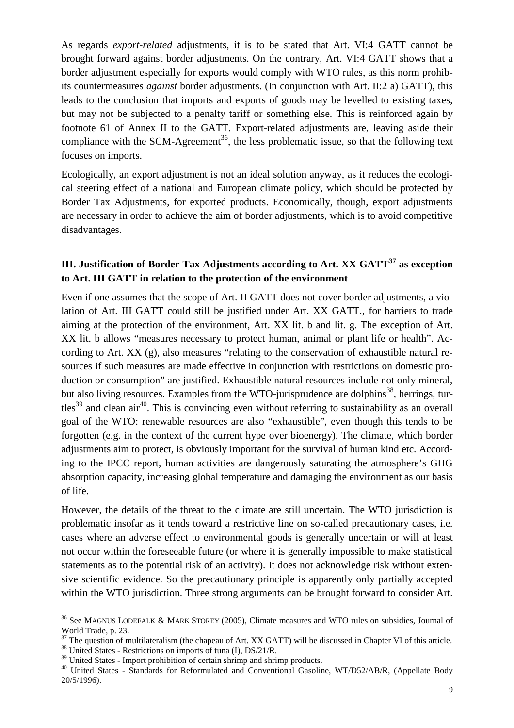As regards *export-related* adjustments, it is to be stated that Art. VI:4 GATT cannot be brought forward against border adjustments. On the contrary, Art. VI:4 GATT shows that a border adjustment especially for exports would comply with WTO rules, as this norm prohibits countermeasures *against* border adjustments. (In conjunction with Art. II:2 a) GATT), this leads to the conclusion that imports and exports of goods may be levelled to existing taxes, but may not be subjected to a penalty tariff or something else. This is reinforced again by footnote 61 of Annex II to the GATT. Export-related adjustments are, leaving aside their compliance with the SCM-Agreement[36], the less problematic issue, so that the following text focuses on imports.

Ecologically, an export adjustment is not an ideal solution anyway, as it reduces the ecological steering effect of a national and European climate policy, which should be protected by Border Tax Adjustments, for exported products. Economically, though, export adjustments are necessary in order to achieve the aim of border adjustments, which is to avoid competitive disadvantages.

## III. Justification of Border Tax Adjustments according to Art. XX GATT[37] as exception to Art. III GATT in relation to the protection of the environment

Even if one assumes that the scope of Art. II GATT does not cover border adjustments, a violation of Art. III GATT could still be justified under Art. XX GATT., for barriers to trade aiming at the protection of the environment, Art. XX lit. b and lit. g. The exception of Art. XX lit. b allows "measures necessary to protect human, animal or plant life or health". According to Art. XX (g), also measures "relating to the conservation of exhaustible natural resources if such measures are made effective in conjunction with restrictions on domestic production or consumption" are justified. Exhaustible natural resources include not only mineral, but also living resources. Examples from the WTO-jurisprudence are dolphins[38], herrings, turtles[39] and clean air[40]. This is convincing even without referring to sustainability as an overall goal of the WTO: renewable resources are also "exhaustible", even though this tends to be forgotten (e.g. in the context of the current hype over bioenergy). The climate, which border adjustments aim to protect, is obviously important for the survival of human kind etc. According to the IPCC report, human activities are dangerously saturating the atmosphere's GHG absorption capacity, increasing global temperature and damaging the environment as our basis of life.

However, the details of the threat to the climate are still uncertain. The WTO jurisdiction is problematic insofar as it tends toward a restrictive line on so-called precautionary cases, i.e. cases where an adverse effect to environmental goods is generally uncertain or will at least not occur within the foreseeable future (or where it is generally impossible to make statistical statements as to the potential risk of an activity). It does not acknowledge risk without extensive scientific evidence. So the precautionary principle is apparently only partially accepted within the WTO jurisdiction. Three strong arguments can be brought forward to consider Art.

---

[36] See MAGNUS LODEFALK & MARK STOREY (2005), Climate measures and WTO rules on subsidies, Journal of World Trade, p. 23.

[37] The question of multilateralism (the chapeau of Art. XX GATT) will be discussed in Chapter VI of this article.

[38] United States - Restrictions on imports of tuna (I), DS/21/R.

[39] United States - Import prohibition of certain shrimp and shrimp products.

[40] United States - Standards for Reformulated and Conventional Gasoline, WT/D52/AB/R, (Appellate Body 20/5/1996).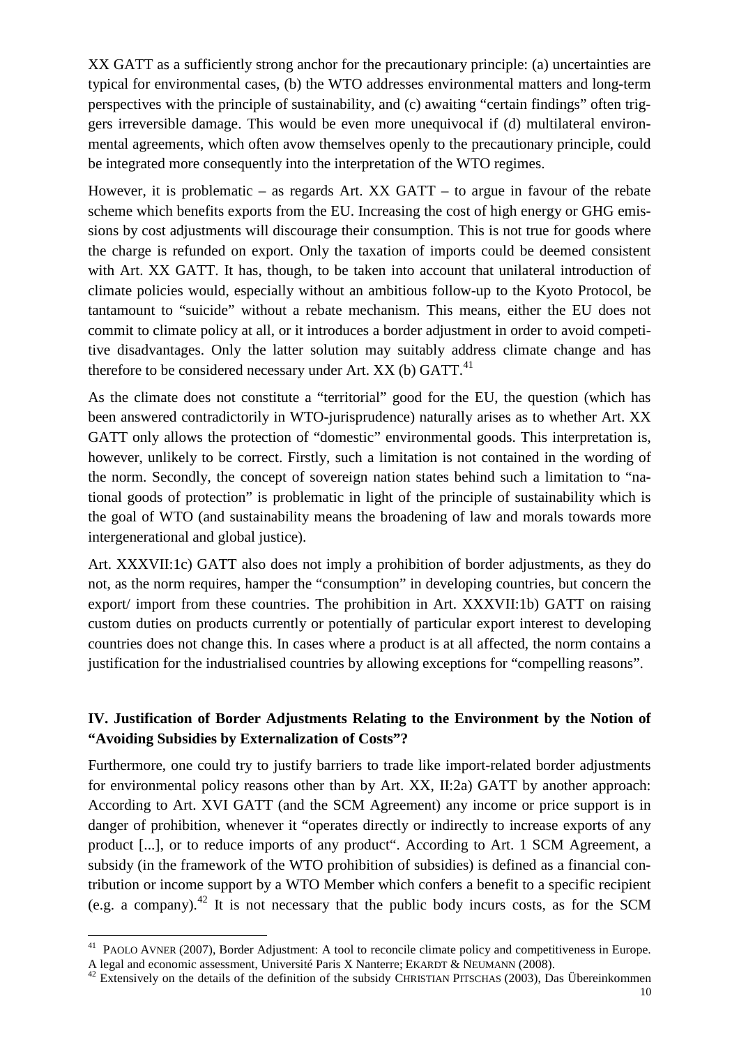XX GATT as a sufficiently strong anchor for the precautionary principle: (a) uncertainties are typical for environmental cases, (b) the WTO addresses environmental matters and long-term perspectives with the principle of sustainability, and (c) awaiting "certain findings" often triggers irreversible damage. This would be even more unequivocal if (d) multilateral environmental agreements, which often avow themselves openly to the precautionary principle, could be integrated more consequently into the interpretation of the WTO regimes.

However, it is problematic – as regards Art. XX GATT – to argue in favour of the rebate scheme which benefits exports from the EU. Increasing the cost of high energy or GHG emissions by cost adjustments will discourage their consumption. This is not true for goods where the charge is refunded on export. Only the taxation of imports could be deemed consistent with Art. XX GATT. It has, though, to be taken into account that unilateral introduction of climate policies would, especially without an ambitious follow-up to the Kyoto Protocol, be tantamount to "suicide" without a rebate mechanism. This means, either the EU does not commit to climate policy at all, or it introduces a border adjustment in order to avoid competitive disadvantages. Only the latter solution may suitably address climate change and has therefore to be considered necessary under Art. XX (b) GATT.[41]

As the climate does not constitute a "territorial" good for the EU, the question (which has been answered contradictorily in WTO-jurisprudence) naturally arises as to whether Art. XX GATT only allows the protection of "domestic" environmental goods. This interpretation is, however, unlikely to be correct. Firstly, such a limitation is not contained in the wording of the norm. Secondly, the concept of sovereign nation states behind such a limitation to "national goods of protection" is problematic in light of the principle of sustainability which is the goal of WTO (and sustainability means the broadening of law and morals towards more intergenerational and global justice).

Art. XXXVII:1c) GATT also does not imply a prohibition of border adjustments, as they do not, as the norm requires, hamper the "consumption" in developing countries, but concern the export/ import from these countries. The prohibition in Art. XXXVII:1b) GATT on raising custom duties on products currently or potentially of particular export interest to developing countries does not change this. In cases where a product is at all affected, the norm contains a justification for the industrialised countries by allowing exceptions for "compelling reasons".

## IV. Justification of Border Adjustments Relating to the Environment by the Notion of "Avoiding Subsidies by Externalization of Costs"?

Furthermore, one could try to justify barriers to trade like import-related border adjustments for environmental policy reasons other than by Art. XX, II:2a) GATT by another approach: According to Art. XVI GATT (and the SCM Agreement) any income or price support is in danger of prohibition, whenever it "operates directly or indirectly to increase exports of any product [...], or to reduce imports of any product". According to Art. 1 SCM Agreement, a subsidy (in the framework of the WTO prohibition of subsidies) is defined as a financial contribution or income support by a WTO Member which confers a benefit to a specific recipient (e.g. a company).[42] It is not necessary that the public body incurs costs, as for the SCM

---

[41] PAOLO AVNER (2007), Border Adjustment: A tool to reconcile climate policy and competitiveness in Europe. A legal and economic assessment, Université Paris X Nanterre; EKARDT & NEUMANN (2008).

[42] Extensively on the details of the definition of the subsidy CHRISTIAN PITSCHAS (2003), Das Übereinkommen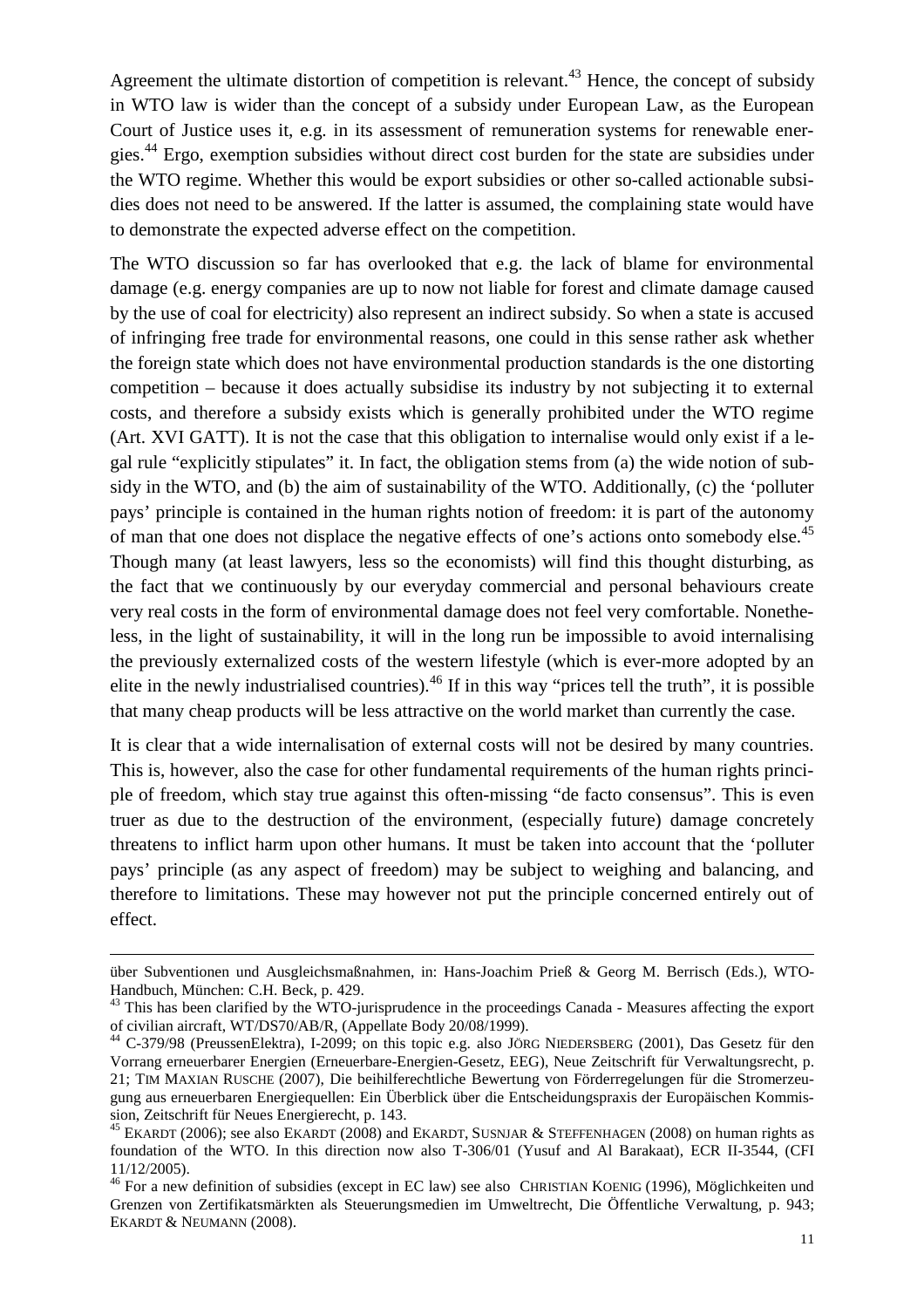Agreement the ultimate distortion of competition is relevant.[43] Hence, the concept of subsidy in WTO law is wider than the concept of a subsidy under European Law, as the European Court of Justice uses it, e.g. in its assessment of remuneration systems for renewable energies.[44] Ergo, exemption subsidies without direct cost burden for the state are subsidies under the WTO regime. Whether this would be export subsidies or other so-called actionable subsidies does not need to be answered. If the latter is assumed, the complaining state would have to demonstrate the expected adverse effect on the competition.

The WTO discussion so far has overlooked that e.g. the lack of blame for environmental damage (e.g. energy companies are up to now not liable for forest and climate damage caused by the use of coal for electricity) also represent an indirect subsidy. So when a state is accused of infringing free trade for environmental reasons, one could in this sense rather ask whether the foreign state which does not have environmental production standards is the one distorting competition – because it does actually subsidise its industry by not subjecting it to external costs, and therefore a subsidy exists which is generally prohibited under the WTO regime (Art. XVI GATT). It is not the case that this obligation to internalise would only exist if a legal rule "explicitly stipulates" it. In fact, the obligation stems from (a) the wide notion of subsidy in the WTO, and (b) the aim of sustainability of the WTO. Additionally, (c) the 'polluter pays' principle is contained in the human rights notion of freedom: it is part of the autonomy of man that one does not displace the negative effects of one's actions onto somebody else.[45] Though many (at least lawyers, less so the economists) will find this thought disturbing, as the fact that we continuously by our everyday commercial and personal behaviours create very real costs in the form of environmental damage does not feel very comfortable. Nonetheless, in the light of sustainability, it will in the long run be impossible to avoid internalising the previously externalized costs of the western lifestyle (which is ever-more adopted by an elite in the newly industrialised countries).[46] If in this way "prices tell the truth", it is possible that many cheap products will be less attractive on the world market than currently the case.

It is clear that a wide internalisation of external costs will not be desired by many countries. This is, however, also the case for other fundamental requirements of the human rights principle of freedom, which stay true against this often-missing "de facto consensus". This is even truer as due to the destruction of the environment, (especially future) damage concretely threatens to inflict harm upon other humans. It must be taken into account that the 'polluter pays' principle (as any aspect of freedom) may be subject to weighing and balancing, and therefore to limitations. These may however not put the principle concerned entirely out of effect.

---

über Subventionen und Ausgleichsmaßnahmen, in: Hans-Joachim Prieß & Georg M. Berrisch (Eds.), WTO-Handbuch, München: C.H. Beck, p. 429.

[43] This has been clarified by the WTO-jurisprudence in the proceedings Canada - Measures affecting the export of civilian aircraft, WT/DS70/AB/R, (Appellate Body 20/08/1999).

[44] C-379/98 (PreussenElektra), I-2099; on this topic e.g. also JÖRG NIEDERSBERG (2001), Das Gesetz für den Vorrang erneuerbarer Energien (Erneuerbare-Energien-Gesetz, EEG), Neue Zeitschrift für Verwaltungsrecht, p. 21; TIM MAXIAN RUSCHE (2007), Die beihilferechtliche Bewertung von Förderregelungen für die Stromerzeugung aus erneuerbaren Energiequellen: Ein Überblick über die Entscheidungspraxis der Europäischen Kommission, Zeitschrift für Neues Energierecht, p. 143.

[45] EKARDT (2006); see also EKARDT (2008) and EKARDT, SUSNJAR & STEFFENHAGEN (2008) on human rights as foundation of the WTO. In this direction now also T-306/01 (Yusuf and Al Barakaat), ECR II-3544, (CFI 11/12/2005).

[46] For a new definition of subsidies (except in EC law) see also CHRISTIAN KOENIG (1996), Möglichkeiten und Grenzen von Zertifikatsmärkten als Steuerungsmedien im Umweltrecht, Die Öffentliche Verwaltung, p. 943; EKARDT & NEUMANN (2008).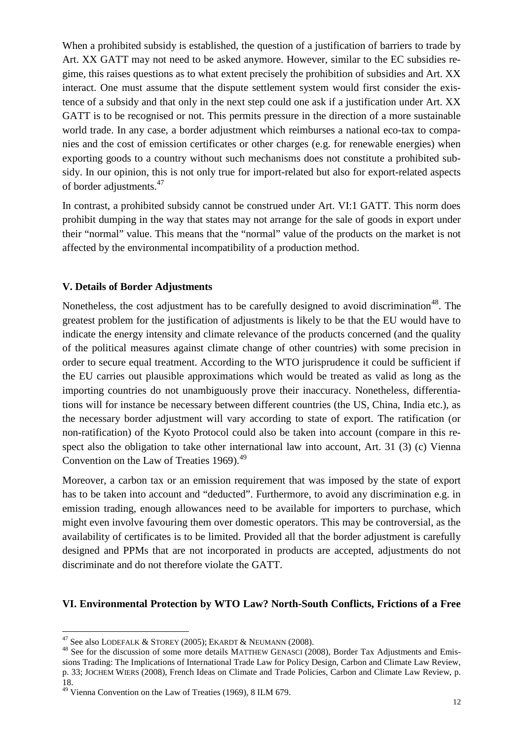When a prohibited subsidy is established, the question of a justification of barriers to trade by Art. XX GATT may not need to be asked anymore. However, similar to the EC subsidies regime, this raises questions as to what extent precisely the prohibition of subsidies and Art. XX interact. One must assume that the dispute settlement system would first consider the existence of a subsidy and that only in the next step could one ask if a justification under Art. XX GATT is to be recognised or not. This permits pressure in the direction of a more sustainable world trade. In any case, a border adjustment which reimburses a national eco-tax to companies and the cost of emission certificates or other charges (e.g. for renewable energies) when exporting goods to a country without such mechanisms does not constitute a prohibited subsidy. In our opinion, this is not only true for import-related but also for export-related aspects of border adjustments.[47]

In contrast, a prohibited subsidy cannot be construed under Art. VI:1 GATT. This norm does prohibit dumping in the way that states may not arrange for the sale of goods in export under their "normal" value. This means that the "normal" value of the products on the market is not affected by the environmental incompatibility of a production method.

## V. Details of Border Adjustments

Nonetheless, the cost adjustment has to be carefully designed to avoid discrimination[48]. The greatest problem for the justification of adjustments is likely to be that the EU would have to indicate the energy intensity and climate relevance of the products concerned (and the quality of the political measures against climate change of other countries) with some precision in order to secure equal treatment. According to the WTO jurisprudence it could be sufficient if the EU carries out plausible approximations which would be treated as valid as long as the importing countries do not unambiguously prove their inaccuracy. Nonetheless, differentiations will for instance be necessary between different countries (the US, China, India etc.), as the necessary border adjustment will vary according to state of export. The ratification (or non-ratification) of the Kyoto Protocol could also be taken into account (compare in this respect also the obligation to take other international law into account, Art. 31 (3) (c) Vienna Convention on the Law of Treaties 1969).[49]

Moreover, a carbon tax or an emission requirement that was imposed by the state of export has to be taken into account and "deducted". Furthermore, to avoid any discrimination e.g. in emission trading, enough allowances need to be available for importers to purchase, which might even involve favouring them over domestic operators. This may be controversial, as the availability of certificates is to be limited. Provided all that the border adjustment is carefully designed and PPMs that are not incorporated in products are accepted, adjustments do not discriminate and do not therefore violate the GATT.

## VI. Environmental Protection by WTO Law? North-South Conflicts, Frictions of a Free

---

[47] See also LODEFALK & STOREY (2005); EKARDT & NEUMANN (2008).

[48] See for the discussion of some more details MATTHEW GENASCI (2008), Border Tax Adjustments and Emissions Trading: The Implications of International Trade Law for Policy Design, Carbon and Climate Law Review, p. 33; JOCHEM WIERS (2008), French Ideas on Climate and Trade Policies, Carbon and Climate Law Review, p. 18.

[49] Vienna Convention on the Law of Treaties (1969), 8 ILM 679.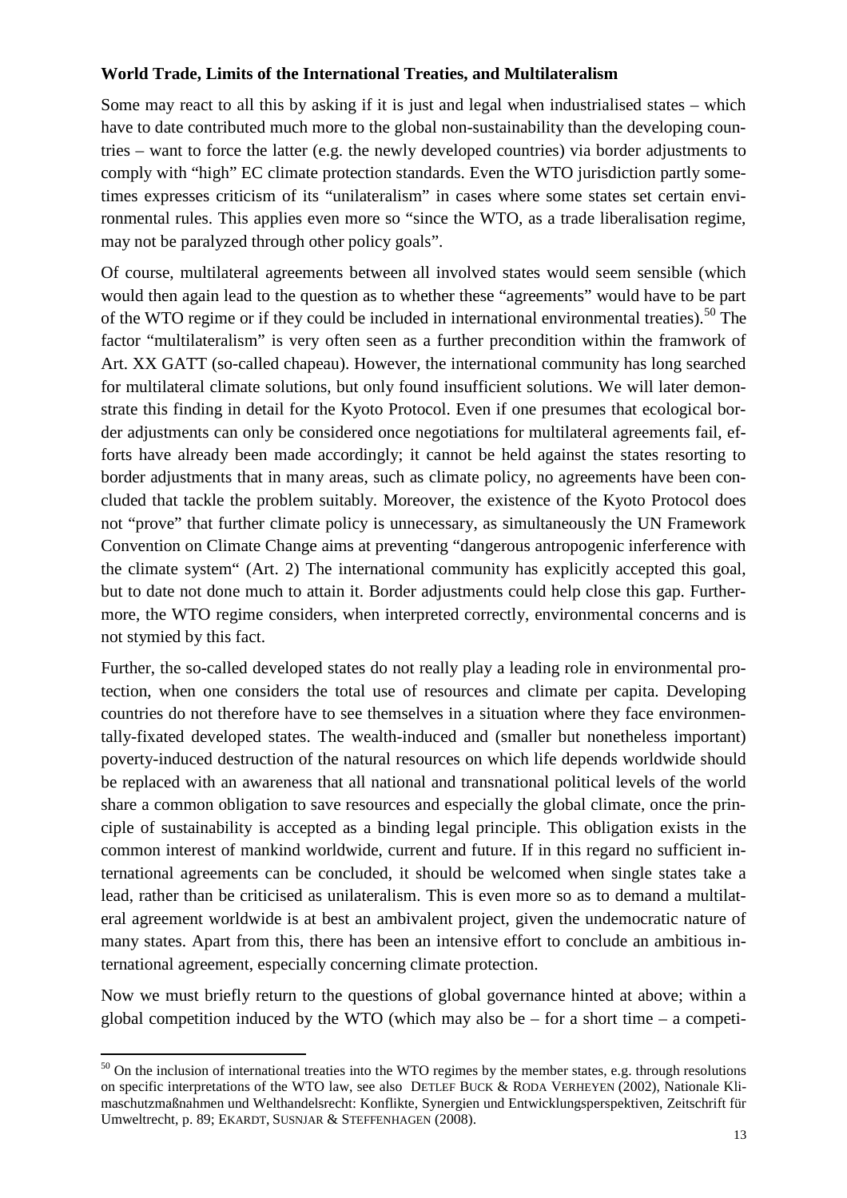**World Trade, Limits of the International Treaties, and Multilateralism**

Some may react to all this by asking if it is just and legal when industrialised states – which have to date contributed much more to the global non-sustainability than the developing countries – want to force the latter (e.g. the newly developed countries) via border adjustments to comply with "high" EC climate protection standards. Even the WTO jurisdiction partly sometimes expresses criticism of its "unilateralism" in cases where some states set certain environmental rules. This applies even more so "since the WTO, as a trade liberalisation regime, may not be paralyzed through other policy goals".

Of course, multilateral agreements between all involved states would seem sensible (which would then again lead to the question as to whether these "agreements" would have to be part of the WTO regime or if they could be included in international environmental treaties).[50] The factor "multilateralism" is very often seen as a further precondition within the framwork of Art. XX GATT (so-called chapeau). However, the international community has long searched for multilateral climate solutions, but only found insufficient solutions. We will later demonstrate this finding in detail for the Kyoto Protocol. Even if one presumes that ecological border adjustments can only be considered once negotiations for multilateral agreements fail, efforts have already been made accordingly; it cannot be held against the states resorting to border adjustments that in many areas, such as climate policy, no agreements have been concluded that tackle the problem suitably. Moreover, the existence of the Kyoto Protocol does not "prove" that further climate policy is unnecessary, as simultaneously the UN Framework Convention on Climate Change aims at preventing "dangerous antropogenic inferference with the climate system" (Art. 2) The international community has explicitly accepted this goal, but to date not done much to attain it. Border adjustments could help close this gap. Furthermore, the WTO regime considers, when interpreted correctly, environmental concerns and is not stymied by this fact.

Further, the so-called developed states do not really play a leading role in environmental protection, when one considers the total use of resources and climate per capita. Developing countries do not therefore have to see themselves in a situation where they face environmentally-fixated developed states. The wealth-induced and (smaller but nonetheless important) poverty-induced destruction of the natural resources on which life depends worldwide should be replaced with an awareness that all national and transnational political levels of the world share a common obligation to save resources and especially the global climate, once the principle of sustainability is accepted as a binding legal principle. This obligation exists in the common interest of mankind worldwide, current and future. If in this regard no sufficient international agreements can be concluded, it should be welcomed when single states take a lead, rather than be criticised as unilateralism. This is even more so as to demand a multilateral agreement worldwide is at best an ambivalent project, given the undemocratic nature of many states. Apart from this, there has been an intensive effort to conclude an ambitious international agreement, especially concerning climate protection.

Now we must briefly return to the questions of global governance hinted at above; within a global competition induced by the WTO (which may also be – for a short time – a competi-

[50] On the inclusion of international treaties into the WTO regimes by the member states, e.g. through resolutions on specific interpretations of the WTO law, see also DETLEF BUCK & RODA VERHEYEN (2002), Nationale Klimaschutzmaßnahmen und Welthandelsrecht: Konflikte, Synergien und Entwicklungsperspektiven, Zeitschrift für Umweltrecht, p. 89; EKARDT, SUSNJAR & STEFFENHAGEN (2008).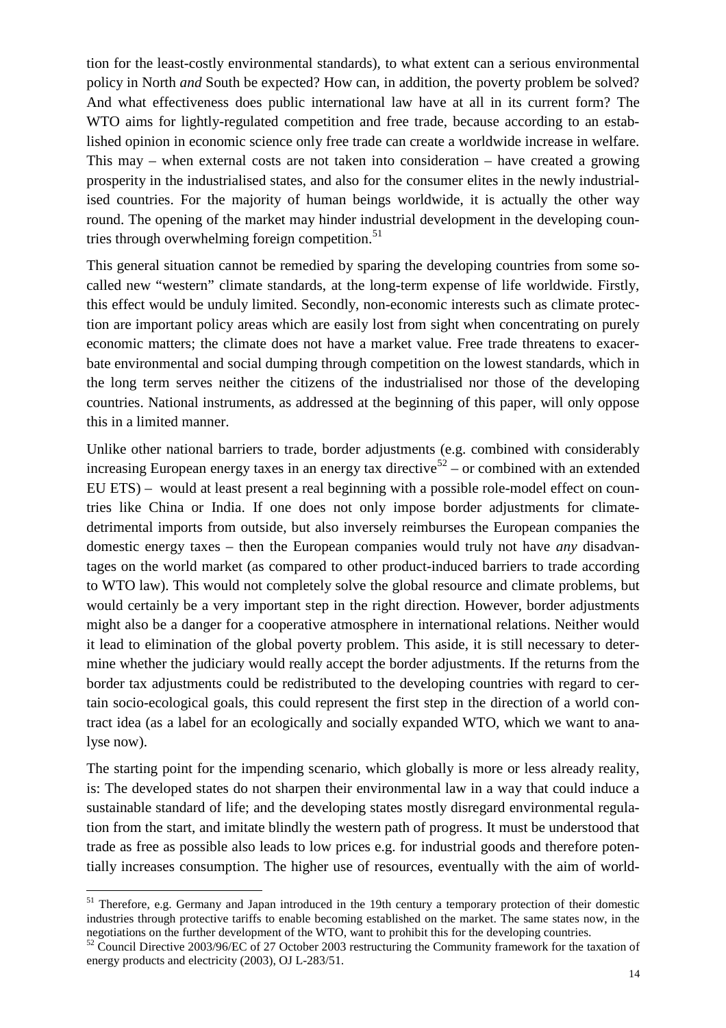tion for the least-costly environmental standards), to what extent can a serious environmental policy in North *and* South be expected? How can, in addition, the poverty problem be solved? And what effectiveness does public international law have at all in its current form? The WTO aims for lightly-regulated competition and free trade, because according to an established opinion in economic science only free trade can create a worldwide increase in welfare. This may – when external costs are not taken into consideration – have created a growing prosperity in the industrialised states, and also for the consumer elites in the newly industrialised countries. For the majority of human beings worldwide, it is actually the other way round. The opening of the market may hinder industrial development in the developing countries through overwhelming foreign competition.[51]

This general situation cannot be remedied by sparing the developing countries from some so-called new "western" climate standards, at the long-term expense of life worldwide. Firstly, this effect would be unduly limited. Secondly, non-economic interests such as climate protection are important policy areas which are easily lost from sight when concentrating on purely economic matters; the climate does not have a market value. Free trade threatens to exacerbate environmental and social dumping through competition on the lowest standards, which in the long term serves neither the citizens of the industrialised nor those of the developing countries. National instruments, as addressed at the beginning of this paper, will only oppose this in a limited manner.

Unlike other national barriers to trade, border adjustments (e.g. combined with considerably increasing European energy taxes in an energy tax directive[52] – or combined with an extended EU ETS) – would at least present a real beginning with a possible role-model effect on countries like China or India. If one does not only impose border adjustments for climate-detrimental imports from outside, but also inversely reimburses the European companies the domestic energy taxes – then the European companies would truly not have *any* disadvantages on the world market (as compared to other product-induced barriers to trade according to WTO law). This would not completely solve the global resource and climate problems, but would certainly be a very important step in the right direction. However, border adjustments might also be a danger for a cooperative atmosphere in international relations. Neither would it lead to elimination of the global poverty problem. This aside, it is still necessary to determine whether the judiciary would really accept the border adjustments. If the returns from the border tax adjustments could be redistributed to the developing countries with regard to certain socio-ecological goals, this could represent the first step in the direction of a world contract idea (as a label for an ecologically and socially expanded WTO, which we want to analyse now).

The starting point for the impending scenario, which globally is more or less already reality, is: The developed states do not sharpen their environmental law in a way that could induce a sustainable standard of life; and the developing states mostly disregard environmental regulation from the start, and imitate blindly the western path of progress. It must be understood that trade as free as possible also leads to low prices e.g. for industrial goods and therefore potentially increases consumption. The higher use of resources, eventually with the aim of world-

---

[51] Therefore, e.g. Germany and Japan introduced in the 19th century a temporary protection of their domestic industries through protective tariffs to enable becoming established on the market. The same states now, in the negotiations on the further development of the WTO, want to prohibit this for the developing countries.

[52] Council Directive 2003/96/EC of 27 October 2003 restructuring the Community framework for the taxation of energy products and electricity (2003), OJ L-283/51.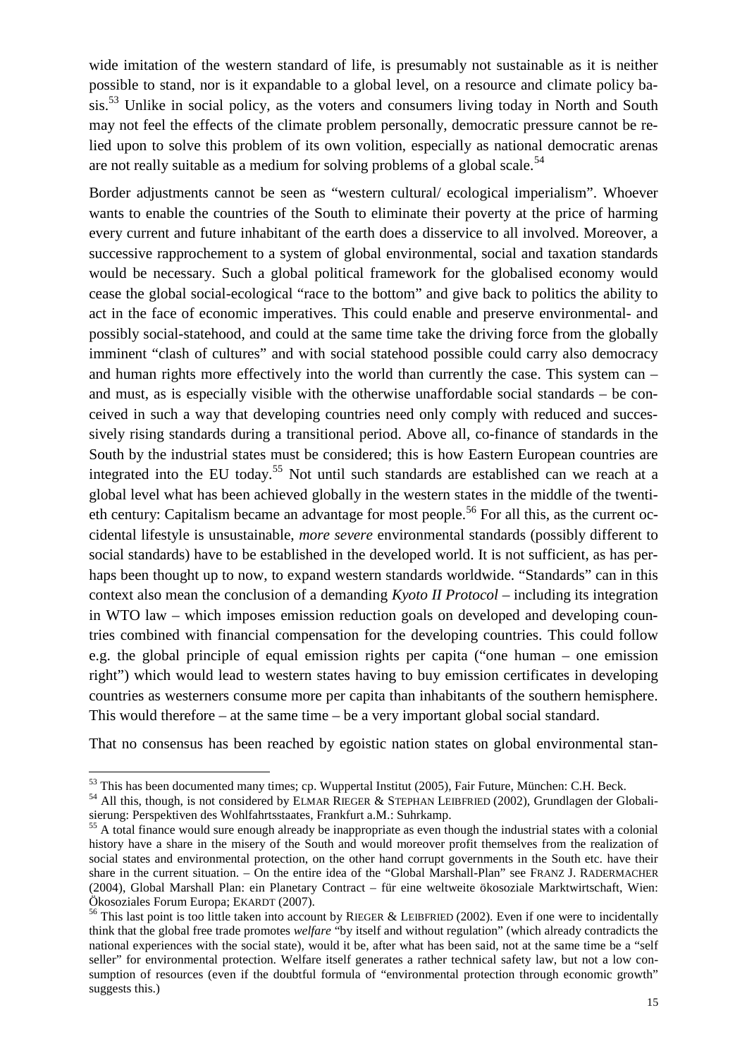wide imitation of the western standard of life, is presumably not sustainable as it is neither possible to stand, nor is it expandable to a global level, on a resource and climate policy basis.[53] Unlike in social policy, as the voters and consumers living today in North and South may not feel the effects of the climate problem personally, democratic pressure cannot be relied upon to solve this problem of its own volition, especially as national democratic arenas are not really suitable as a medium for solving problems of a global scale.[54]

Border adjustments cannot be seen as "western cultural/ ecological imperialism". Whoever wants to enable the countries of the South to eliminate their poverty at the price of harming every current and future inhabitant of the earth does a disservice to all involved. Moreover, a successive rapprochement to a system of global environmental, social and taxation standards would be necessary. Such a global political framework for the globalised economy would cease the global social-ecological "race to the bottom" and give back to politics the ability to act in the face of economic imperatives. This could enable and preserve environmental- and possibly social-statehood, and could at the same time take the driving force from the globally imminent "clash of cultures" and with social statehood possible could carry also democracy and human rights more effectively into the world than currently the case. This system can – and must, as is especially visible with the otherwise unaffordable social standards – be conceived in such a way that developing countries need only comply with reduced and successively rising standards during a transitional period. Above all, co-finance of standards in the South by the industrial states must be considered; this is how Eastern European countries are integrated into the EU today.[55] Not until such standards are established can we reach at a global level what has been achieved globally in the western states in the middle of the twentieth century: Capitalism became an advantage for most people.[56] For all this, as the current occidental lifestyle is unsustainable, *more severe* environmental standards (possibly different to social standards) have to be established in the developed world. It is not sufficient, as has perhaps been thought up to now, to expand western standards worldwide. "Standards" can in this context also mean the conclusion of a demanding *Kyoto II Protocol* – including its integration in WTO law – which imposes emission reduction goals on developed and developing countries combined with financial compensation for the developing countries. This could follow e.g. the global principle of equal emission rights per capita ("one human – one emission right") which would lead to western states having to buy emission certificates in developing countries as westerners consume more per capita than inhabitants of the southern hemisphere. This would therefore – at the same time – be a very important global social standard.

That no consensus has been reached by egoistic nation states on global environmental stan-

---

[53] This has been documented many times; cp. Wuppertal Institut (2005), Fair Future, München: C.H. Beck.

[54] All this, though, is not considered by ELMAR RIEGER & STEPHAN LEIBFRIED (2002), Grundlagen der Globalisierung: Perspektiven des Wohlfahrtsstaates, Frankfurt a.M.: Suhrkamp.

[55] A total finance would sure enough already be inappropriate as even though the industrial states with a colonial history have a share in the misery of the South and would moreover profit themselves from the realization of social states and environmental protection, on the other hand corrupt governments in the South etc. have their share in the current situation. – On the entire idea of the "Global Marshall-Plan" see FRANZ J. RADERMACHER (2004), Global Marshall Plan: ein Planetary Contract – für eine weltweite ökosoziale Marktwirtschaft, Wien: Ökosoziales Forum Europa; EKARDT (2007).

[56] This last point is too little taken into account by RIEGER & LEIBFRIED (2002). Even if one were to incidentally think that the global free trade promotes *welfare* "by itself and without regulation" (which already contradicts the national experiences with the social state), would it be, after what has been said, not at the same time be a "self seller" for environmental protection. Welfare itself generates a rather technical safety law, but not a low consumption of resources (even if the doubtful formula of "environmental protection through economic growth" suggests this.)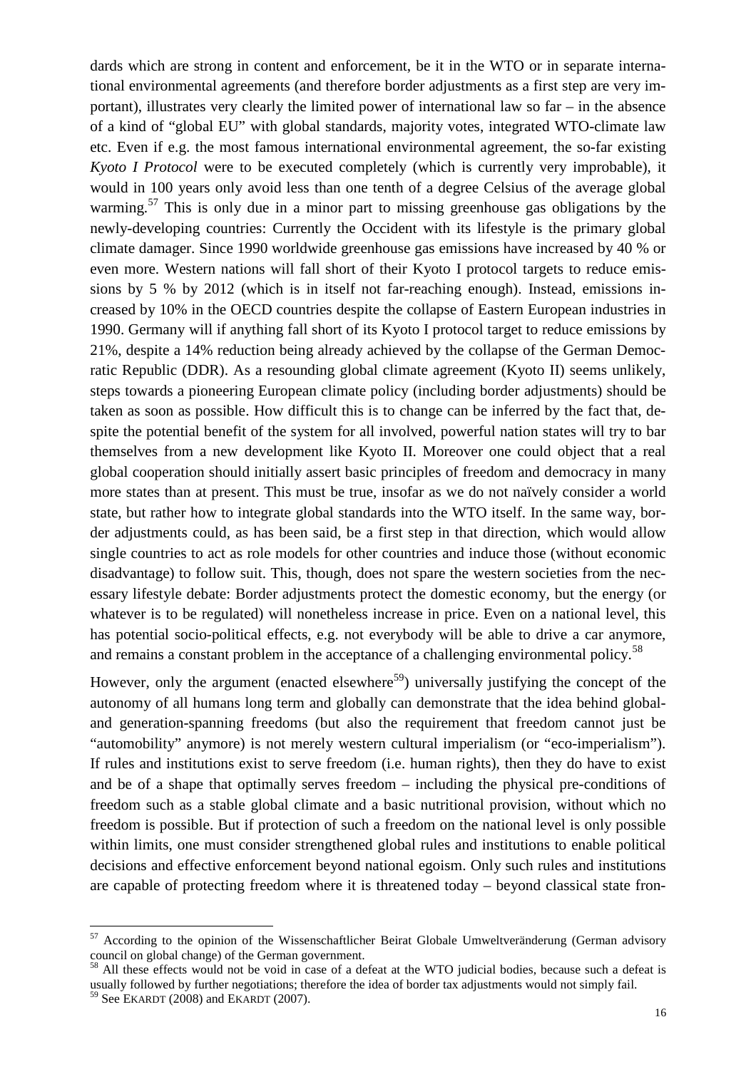dards which are strong in content and enforcement, be it in the WTO or in separate international environmental agreements (and therefore border adjustments as a first step are very important), illustrates very clearly the limited power of international law so far – in the absence of a kind of "global EU" with global standards, majority votes, integrated WTO-climate law etc. Even if e.g. the most famous international environmental agreement, the so-far existing *Kyoto I Protocol* were to be executed completely (which is currently very improbable), it would in 100 years only avoid less than one tenth of a degree Celsius of the average global warming.[57] This is only due in a minor part to missing greenhouse gas obligations by the newly-developing countries: Currently the Occident with its lifestyle is the primary global climate damager. Since 1990 worldwide greenhouse gas emissions have increased by 40 % or even more. Western nations will fall short of their Kyoto I protocol targets to reduce emissions by 5 % by 2012 (which is in itself not far-reaching enough). Instead, emissions increased by 10% in the OECD countries despite the collapse of Eastern European industries in 1990. Germany will if anything fall short of its Kyoto I protocol target to reduce emissions by 21%, despite a 14% reduction being already achieved by the collapse of the German Democratic Republic (DDR). As a resounding global climate agreement (Kyoto II) seems unlikely, steps towards a pioneering European climate policy (including border adjustments) should be taken as soon as possible. How difficult this is to change can be inferred by the fact that, despite the potential benefit of the system for all involved, powerful nation states will try to bar themselves from a new development like Kyoto II. Moreover one could object that a real global cooperation should initially assert basic principles of freedom and democracy in many more states than at present. This must be true, insofar as we do not naïvely consider a world state, but rather how to integrate global standards into the WTO itself. In the same way, border adjustments could, as has been said, be a first step in that direction, which would allow single countries to act as role models for other countries and induce those (without economic disadvantage) to follow suit. This, though, does not spare the western societies from the necessary lifestyle debate: Border adjustments protect the domestic economy, but the energy (or whatever is to be regulated) will nonetheless increase in price. Even on a national level, this has potential socio-political effects, e.g. not everybody will be able to drive a car anymore, and remains a constant problem in the acceptance of a challenging environmental policy.[58]

However, only the argument (enacted elsewhere[59]) universally justifying the concept of the autonomy of all humans long term and globally can demonstrate that the idea behind global- and generation-spanning freedoms (but also the requirement that freedom cannot just be "automobility" anymore) is not merely western cultural imperialism (or "eco-imperialism"). If rules and institutions exist to serve freedom (i.e. human rights), then they do have to exist and be of a shape that optimally serves freedom – including the physical pre-conditions of freedom such as a stable global climate and a basic nutritional provision, without which no freedom is possible. But if protection of such a freedom on the national level is only possible within limits, one must consider strengthened global rules and institutions to enable political decisions and effective enforcement beyond national egoism. Only such rules and institutions are capable of protecting freedom where it is threatened today – beyond classical state fron-

---

[57] According to the opinion of the Wissenschaftlicher Beirat Globale Umweltveränderung (German advisory council on global change) of the German government.

[58] All these effects would not be void in case of a defeat at the WTO judicial bodies, because such a defeat is usually followed by further negotiations; therefore the idea of border tax adjustments would not simply fail.

[59] See EKARDT (2008) and EKARDT (2007).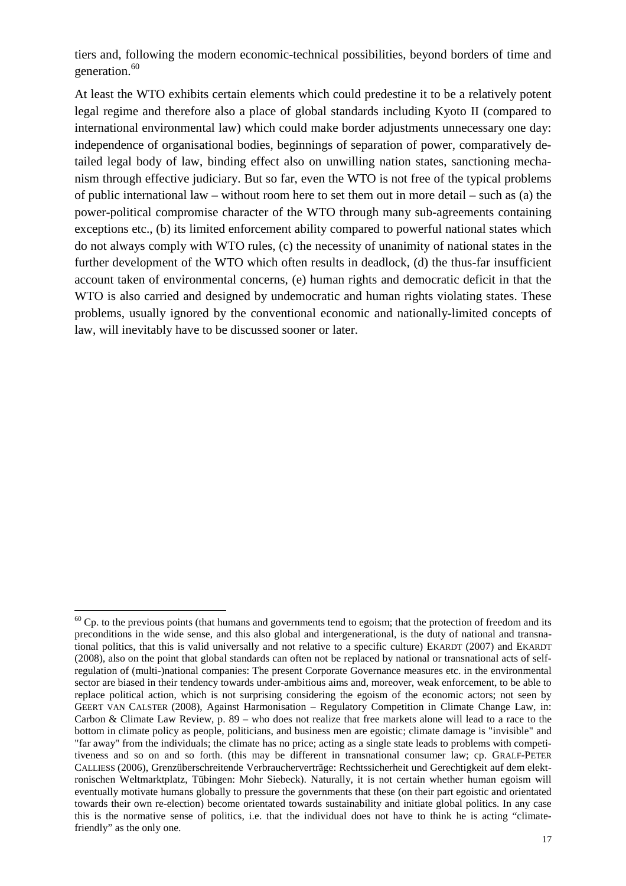tiers and, following the modern economic-technical possibilities, beyond borders of time and generation.[60]

At least the WTO exhibits certain elements which could predestine it to be a relatively potent legal regime and therefore also a place of global standards including Kyoto II (compared to international environmental law) which could make border adjustments unnecessary one day: independence of organisational bodies, beginnings of separation of power, comparatively detailed legal body of law, binding effect also on unwilling nation states, sanctioning mechanism through effective judiciary. But so far, even the WTO is not free of the typical problems of public international law – without room here to set them out in more detail – such as (a) the power-political compromise character of the WTO through many sub-agreements containing exceptions etc., (b) its limited enforcement ability compared to powerful national states which do not always comply with WTO rules, (c) the necessity of unanimity of national states in the further development of the WTO which often results in deadlock, (d) the thus-far insufficient account taken of environmental concerns, (e) human rights and democratic deficit in that the WTO is also carried and designed by undemocratic and human rights violating states. These problems, usually ignored by the conventional economic and nationally-limited concepts of law, will inevitably have to be discussed sooner or later.

---

[60] Cp. to the previous points (that humans and governments tend to egoism; that the protection of freedom and its preconditions in the wide sense, and this also global and intergenerational, is the duty of national and transnational politics, that this is valid universally and not relative to a specific culture) EKARDT (2007) and EKARDT (2008), also on the point that global standards can often not be replaced by national or transnational acts of self-regulation of (multi-)national companies: The present Corporate Governance measures etc. in the environmental sector are biased in their tendency towards under-ambitious aims and, moreover, weak enforcement, to be able to replace political action, which is not surprising considering the egoism of the economic actors; not seen by GEERT VAN CALSTER (2008), Against Harmonisation – Regulatory Competition in Climate Change Law, in: Carbon & Climate Law Review, p. 89 – who does not realize that free markets alone will lead to a race to the bottom in climate policy as people, politicians, and business men are egoistic; climate damage is "invisible" and "far away" from the individuals; the climate has no price; acting as a single state leads to problems with competitiveness and so on and so forth. (this may be different in transnational consumer law; cp. GRALF-PETER CALLIESS (2006), Grenzüberschreitende Verbraucherverträge: Rechtssicherheit und Gerechtigkeit auf dem elektronischen Weltmarktplatz, Tübingen: Mohr Siebeck). Naturally, it is not certain whether human egoism will eventually motivate humans globally to pressure the governments that these (on their part egoistic and orientated towards their own re-election) become orientated towards sustainability and initiate global politics. In any case this is the normative sense of politics, i.e. that the individual does not have to think he is acting "climate-friendly" as the only one.